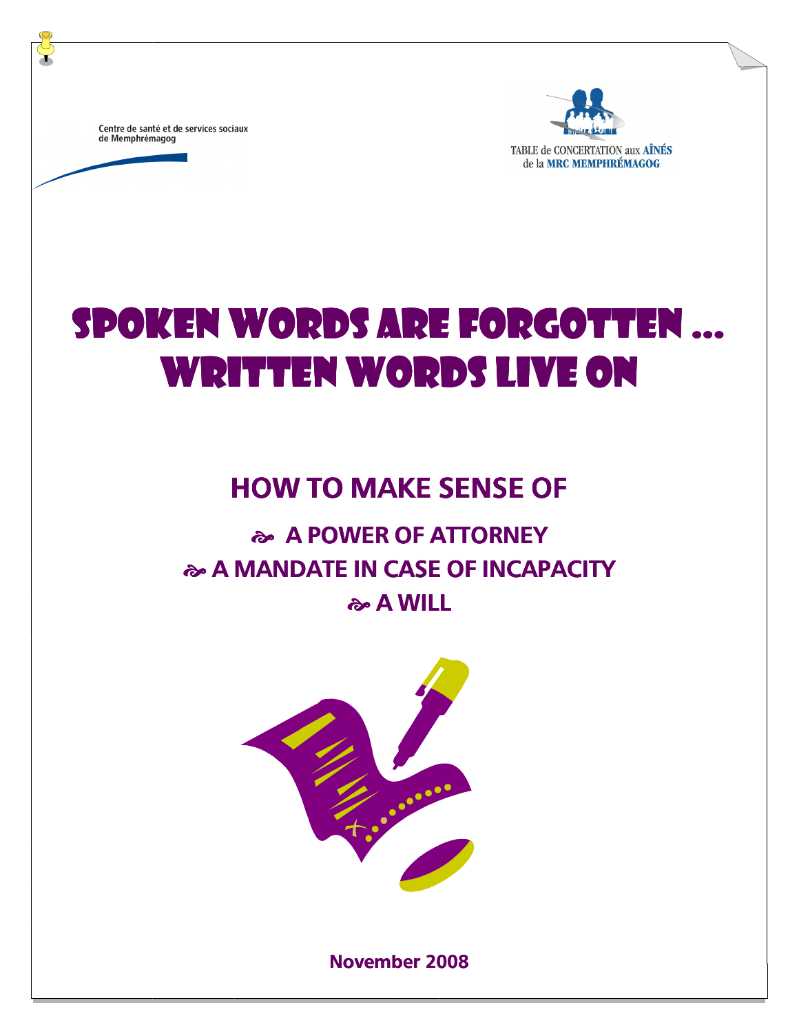Centre de santé et de services sociaux
de Memphrémagog

TABLE de CONCERTATION aux AÎNÉS
de la MRC MEMPHRÉMAGOG

# SPOKEN WORDS ARE FORGOTTEN … WRITTEN WORDS LIVE ON

## HOW TO MAKE SENSE OF

- A POWER OF ATTORNEY
- A MANDATE IN CASE OF INCAPACITY
- A WILL

**November 2008**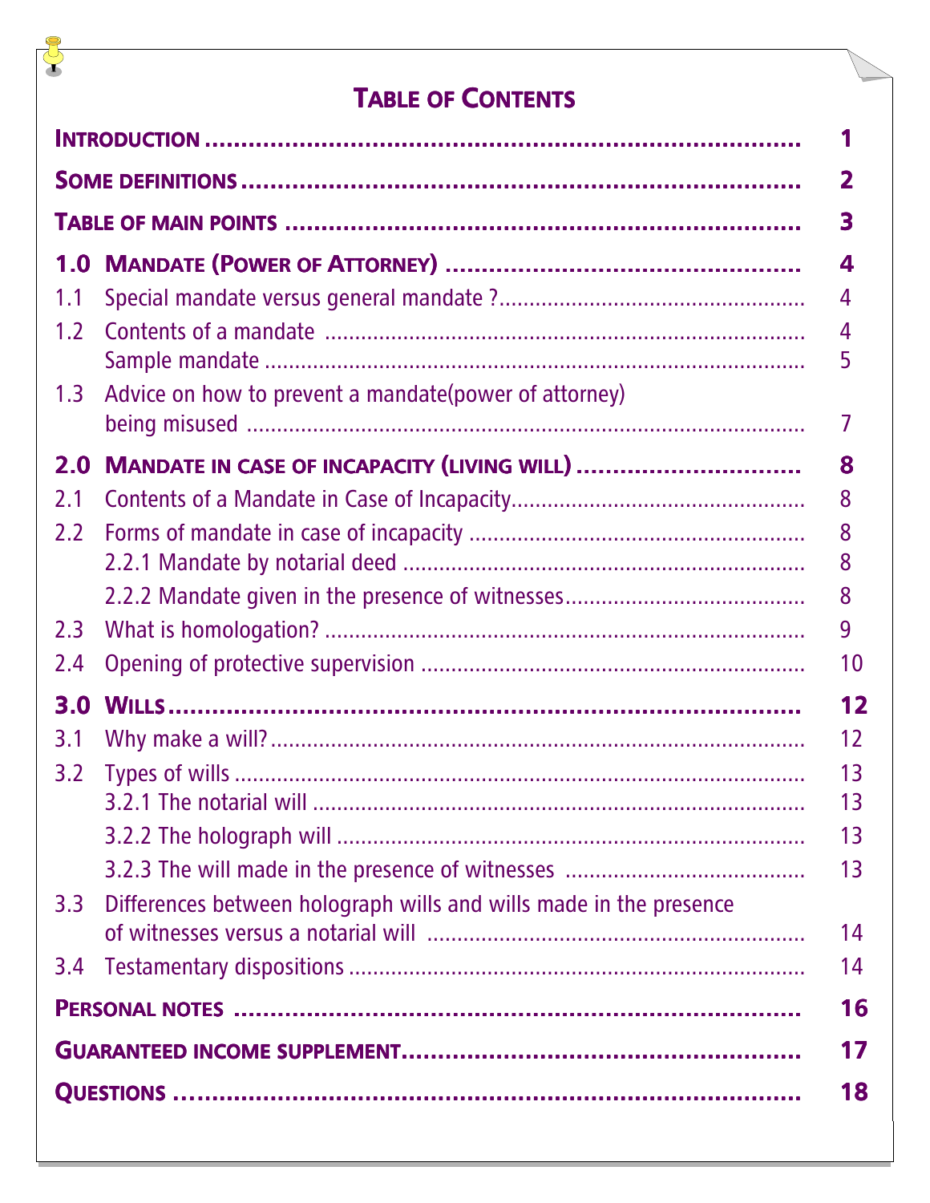# TABLE OF CONTENTS

| | | |
|---|---|---|
| **INTRODUCTION** | | **1** |
| **SOME DEFINITIONS** | | **2** |
| **TABLE OF MAIN POINTS** | | **3** |
| **1.0** | **MANDATE (POWER OF ATTORNEY)** | **4** |
| 1.1 | Special mandate versus general mandate ? | 4 |
| 1.2 | Contents of a mandate | 4 |
| | Sample mandate | 5 |
| 1.3 | Advice on how to prevent a mandate(power of attorney) being misused | 7 |
| **2.0** | **MANDATE IN CASE OF INCAPACITY (LIVING WILL)** | **8** |
| 2.1 | Contents of a Mandate in Case of Incapacity | 8 |
| 2.2 | Forms of mandate in case of incapacity | 8 |
| | 2.2.1 Mandate by notarial deed | 8 |
| | 2.2.2 Mandate given in the presence of witnesses | 8 |
| 2.3 | What is homologation? | 9 |
| 2.4 | Opening of protective supervision | 10 |
| **3.0** | **WILLS** | **12** |
| 3.1 | Why make a will? | 12 |
| 3.2 | Types of wills | 13 |
| | 3.2.1 The notarial will | 13 |
| | 3.2.2 The holograph will | 13 |
| | 3.2.3 The will made in the presence of witnesses | 13 |
| 3.3 | Differences between holograph wills and wills made in the presence of witnesses versus a notarial will | 14 |
| 3.4 | Testamentary dispositions | 14 |
| **PERSONAL NOTES** | | **16** |
| **GUARANTEED INCOME SUPPLEMENT** | | **17** |
| **QUESTIONS** | | **18** |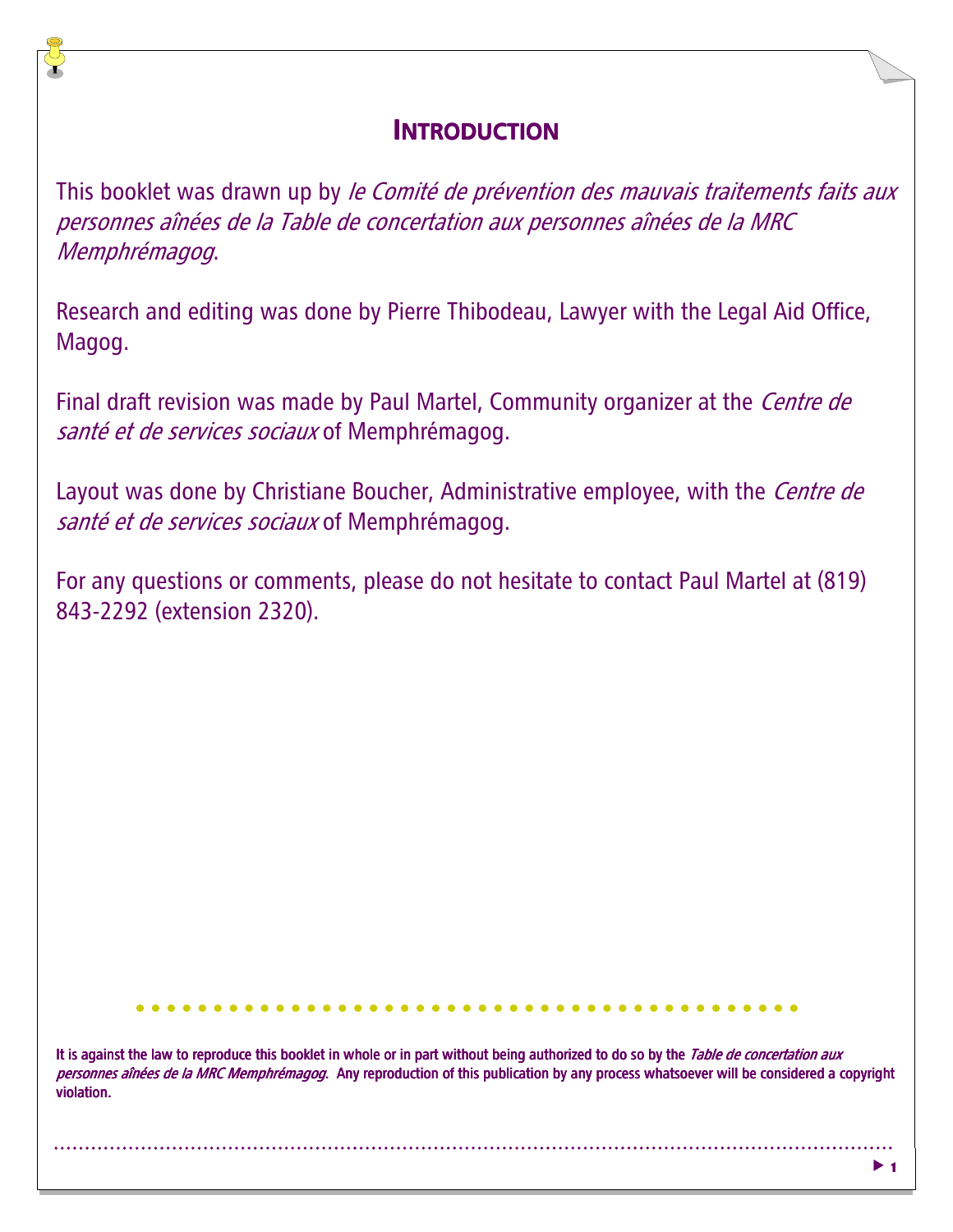# INTRODUCTION

This booklet was drawn up by *le Comité de prévention des mauvais traitements faits aux personnes aînées de la Table de concertation aux personnes aînées de la MRC Memphrémagog*.

Research and editing was done by Pierre Thibodeau, Lawyer with the Legal Aid Office, Magog.

Final draft revision was made by Paul Martel, Community organizer at the *Centre de santé et de services sociaux* of Memphrémagog.

Layout was done by Christiane Boucher, Administrative employee, with the *Centre de santé et de services sociaux* of Memphrémagog.

For any questions or comments, please do not hesitate to contact Paul Martel at (819) 843-2292 (extension 2320).

**It is against the law to reproduce this booklet in whole or in part without being authorized to do so by the *Table de concertation aux personnes aînées de la MRC Memphrémagog*. Any reproduction of this publication by any process whatsoever will be considered a copyright violation.**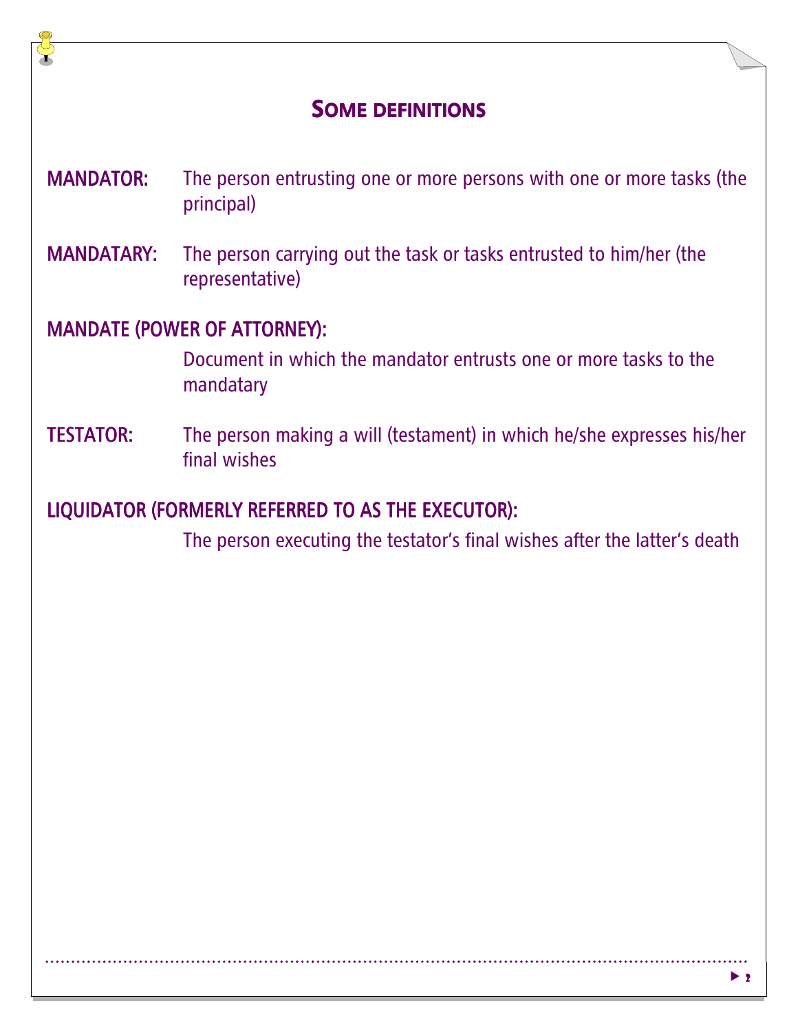## Some definitions

**MANDATOR:** The person entrusting one or more persons with one or more tasks (the principal)

**MANDATARY:** The person carrying out the task or tasks entrusted to him/her (the representative)

**MANDATE (POWER OF ATTORNEY):**

Document in which the mandator entrusts one or more tasks to the mandatary

**TESTATOR:** The person making a will (testament) in which he/she expresses his/her final wishes

**LIQUIDATOR (FORMERLY REFERRED TO AS THE EXECUTOR):**

The person executing the testator's final wishes after the latter's death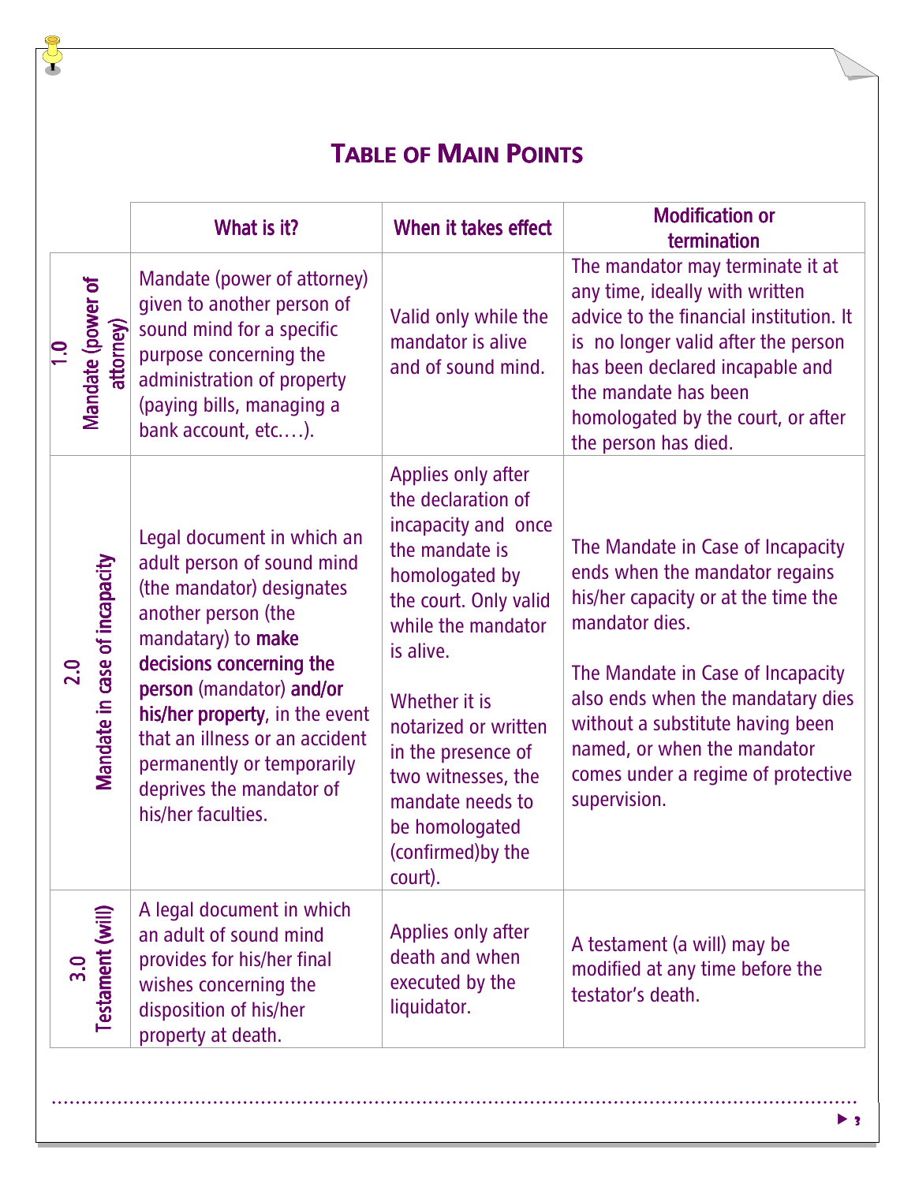# Table of Main Points

| | What is it? | When it takes effect | Modification or termination |
|---|---|---|---|
| 1.0 Mandate (power of attorney) | Mandate (power of attorney) given to another person of sound mind for a specific purpose concerning the administration of property (paying bills, managing a bank account, etc.…). | Valid only while the mandator is alive and of sound mind. | The mandator may terminate it at any time, ideally with written advice to the financial institution. It is no longer valid after the person has been declared incapable and the mandate has been homologated by the court, or after the person has died. |
| 2.0 Mandate in case of incapacity | Legal document in which an adult person of sound mind (the mandator) designates another person (the mandatary) to **make decisions concerning the person** (mandator) **and/or his/her property**, in the event that an illness or an accident permanently or temporarily deprives the mandator of his/her faculties. | Applies only after the declaration of incapacity and once the mandate is homologated by the court. Only valid while the mandator is alive.<br><br>Whether it is notarized or written in the presence of two witnesses, the mandate needs to be homologated (confirmed)by the court). | The Mandate in Case of Incapacity ends when the mandator regains his/her capacity or at the time the mandator dies.<br><br>The Mandate in Case of Incapacity also ends when the mandatary dies without a substitute having been named, or when the mandator comes under a regime of protective supervision. |
| 3.0 Testament (will) | A legal document in which an adult of sound mind provides for his/her final wishes concerning the disposition of his/her property at death. | Applies only after death and when executed by the liquidator. | A testament (a will) may be modified at any time before the testator's death. |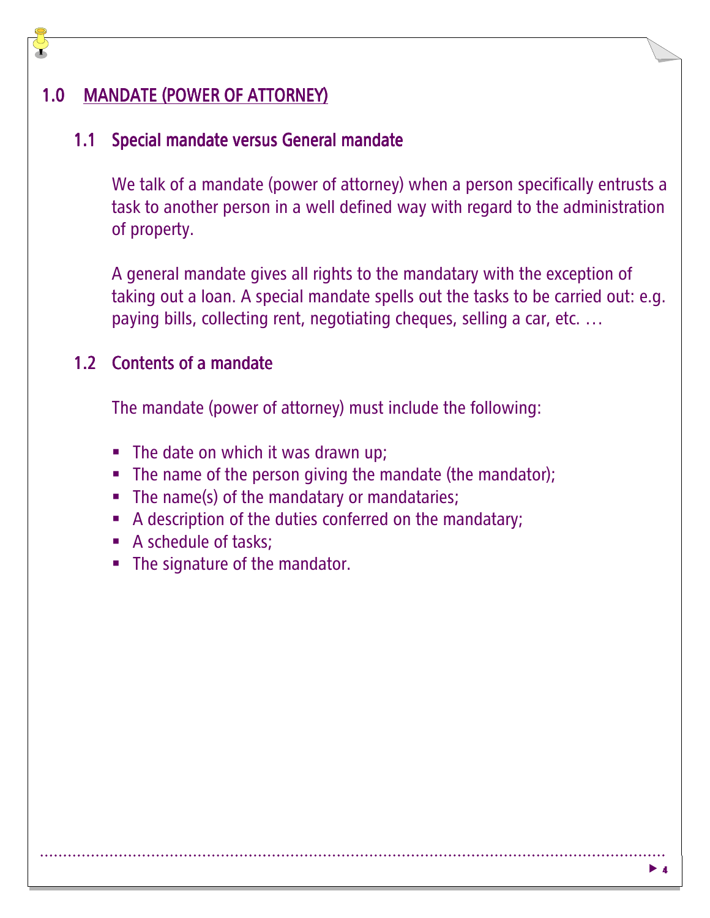# 1.0 MANDATE (POWER OF ATTORNEY)

## 1.1 Special mandate versus General mandate

We talk of a mandate (power of attorney) when a person specifically entrusts a task to another person in a well defined way with regard to the administration of property.

A general mandate gives all rights to the mandatary with the exception of taking out a loan. A special mandate spells out the tasks to be carried out: e.g. paying bills, collecting rent, negotiating cheques, selling a car, etc. …

## 1.2 Contents of a mandate

The mandate (power of attorney) must include the following:

- The date on which it was drawn up;
- The name of the person giving the mandate (the mandator);
- The name(s) of the mandatary or mandataries;
- A description of the duties conferred on the mandatary;
- A schedule of tasks;
- The signature of the mandator.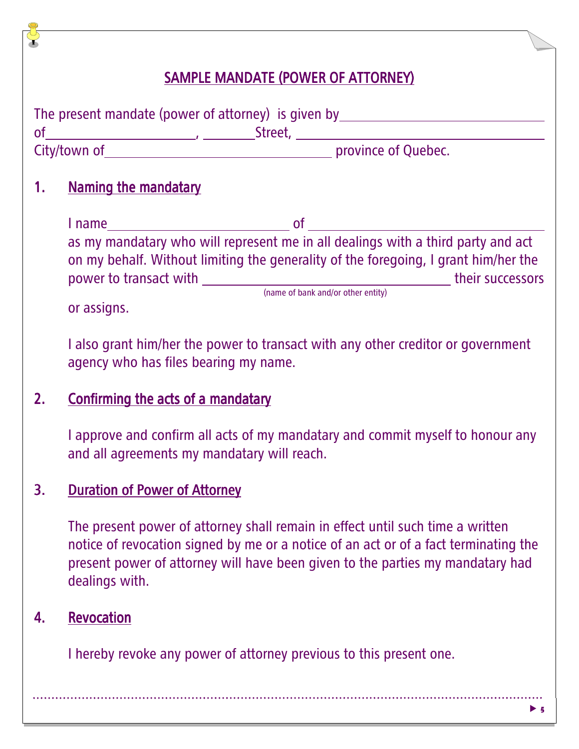# SAMPLE MANDATE (POWER OF ATTORNEY)

The present mandate (power of attorney) is given by ______________________________ of______________________, ________Street, ____________________________________ City/town of__________________________________ province of Quebec.

## 1. Naming the mandatary

I name__________________________ of ________________________________ as my mandatary who will represent me in all dealings with a third party and act on my behalf. Without limiting the generality of the foregoing, I grant him/her the power to transact with ____________________________________ their successors or assigns.

(name of bank and/or other entity)

I also grant him/her the power to transact with any other creditor or government agency who has files bearing my name.

## 2. Confirming the acts of a mandatary

I approve and confirm all acts of my mandatary and commit myself to honour any and all agreements my mandatary will reach.

## 3. Duration of Power of Attorney

The present power of attorney shall remain in effect until such time a written notice of revocation signed by me or a notice of an act or of a fact terminating the present power of attorney will have been given to the parties my mandatary had dealings with.

## 4. Revocation

I hereby revoke any power of attorney previous to this present one.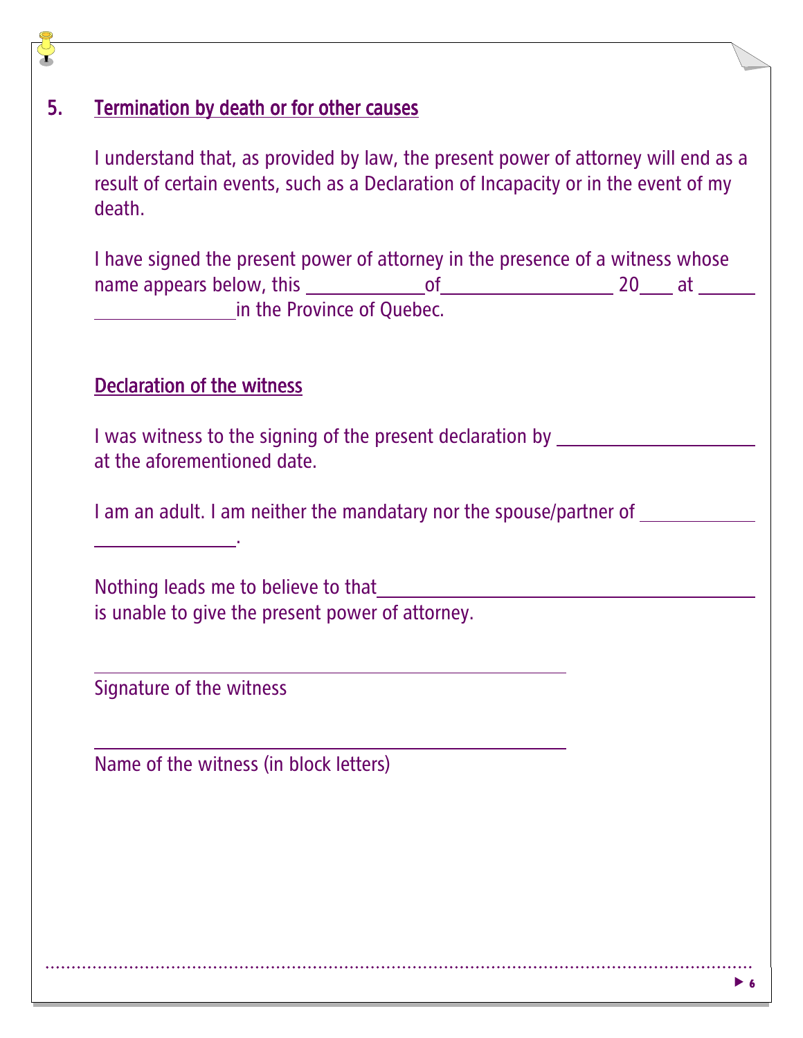## 5. Termination by death or for other causes

I understand that, as provided by law, the present power of attorney will end as a result of certain events, such as a Declaration of Incapacity or in the event of my death.

I have signed the present power of attorney in the presence of a witness whose name appears below, this ____________ of __________________ 20___ at ______ ______________ in the Province of Quebec.

### Declaration of the witness

I was witness to the signing of the present declaration by ____________________ at the aforementioned date.

I am an adult. I am neither the mandatary nor the spouse/partner of ____________ ______________.

Nothing leads me to believe to that ______________________________________ is unable to give the present power of attorney.

______________________________________________

Signature of the witness

______________________________________________

Name of the witness (in block letters)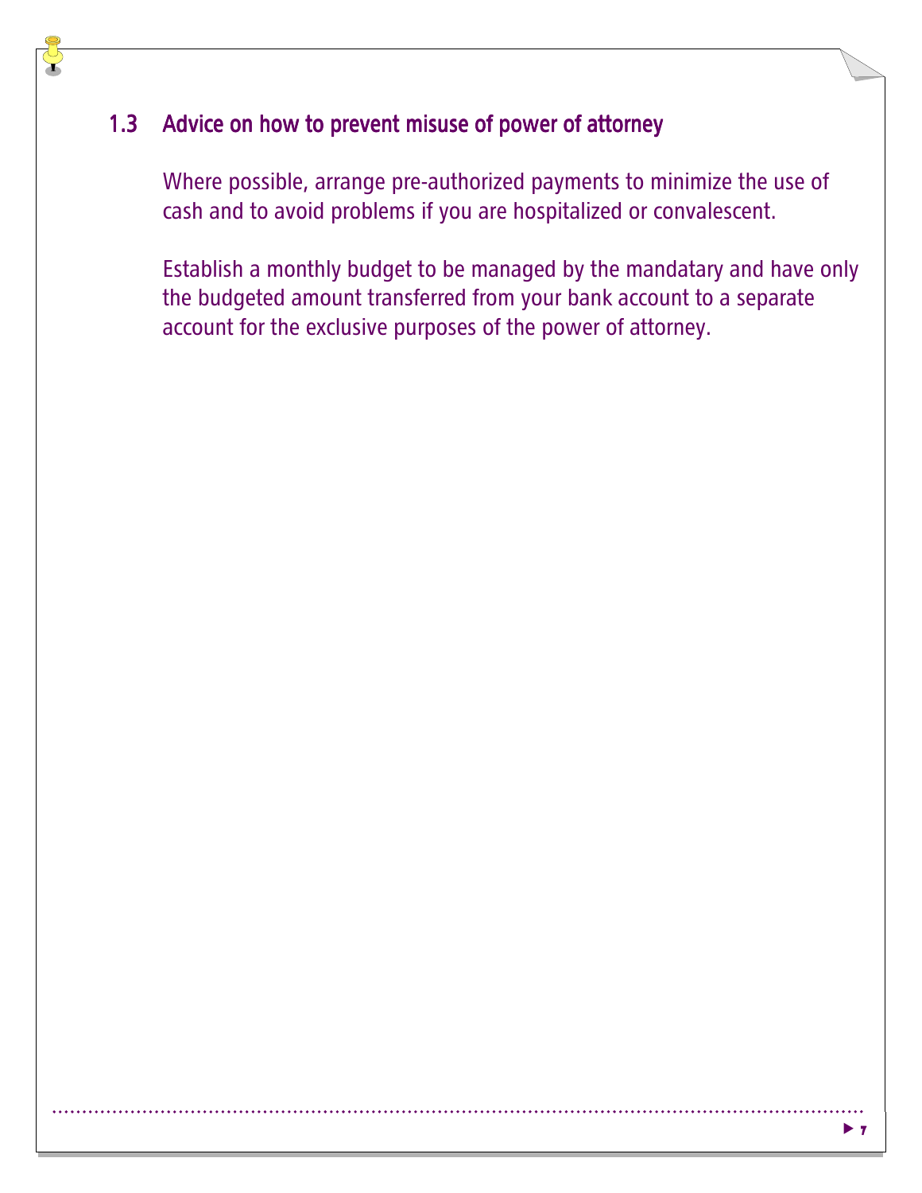## 1.3 Advice on how to prevent misuse of power of attorney

Where possible, arrange pre-authorized payments to minimize the use of cash and to avoid problems if you are hospitalized or convalescent.

Establish a monthly budget to be managed by the mandatary and have only the budgeted amount transferred from your bank account to a separate account for the exclusive purposes of the power of attorney.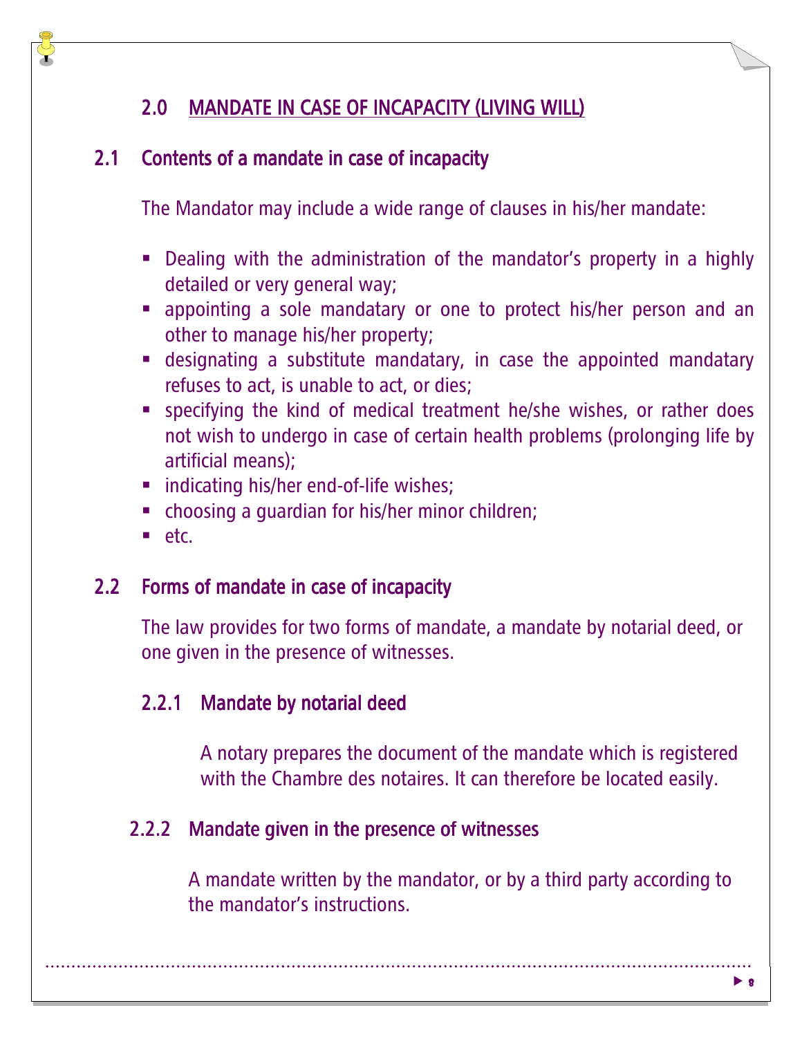## 2.0 MANDATE IN CASE OF INCAPACITY (LIVING WILL)

### 2.1 Contents of a mandate in case of incapacity

The Mandator may include a wide range of clauses in his/her mandate:

- Dealing with the administration of the mandator's property in a highly detailed or very general way;
- appointing a sole mandatary or one to protect his/her person and an other to manage his/her property;
- designating a substitute mandatary, in case the appointed mandatary refuses to act, is unable to act, or dies;
- specifying the kind of medical treatment he/she wishes, or rather does not wish to undergo in case of certain health problems (prolonging life by artificial means);
- indicating his/her end-of-life wishes;
- choosing a guardian for his/her minor children;
- etc.

### 2.2 Forms of mandate in case of incapacity

The law provides for two forms of mandate, a mandate by notarial deed, or one given in the presence of witnesses.

#### 2.2.1 Mandate by notarial deed

A notary prepares the document of the mandate which is registered with the Chambre des notaires. It can therefore be located easily.

#### 2.2.2 Mandate given in the presence of witnesses

A mandate written by the mandator, or by a third party according to the mandator's instructions.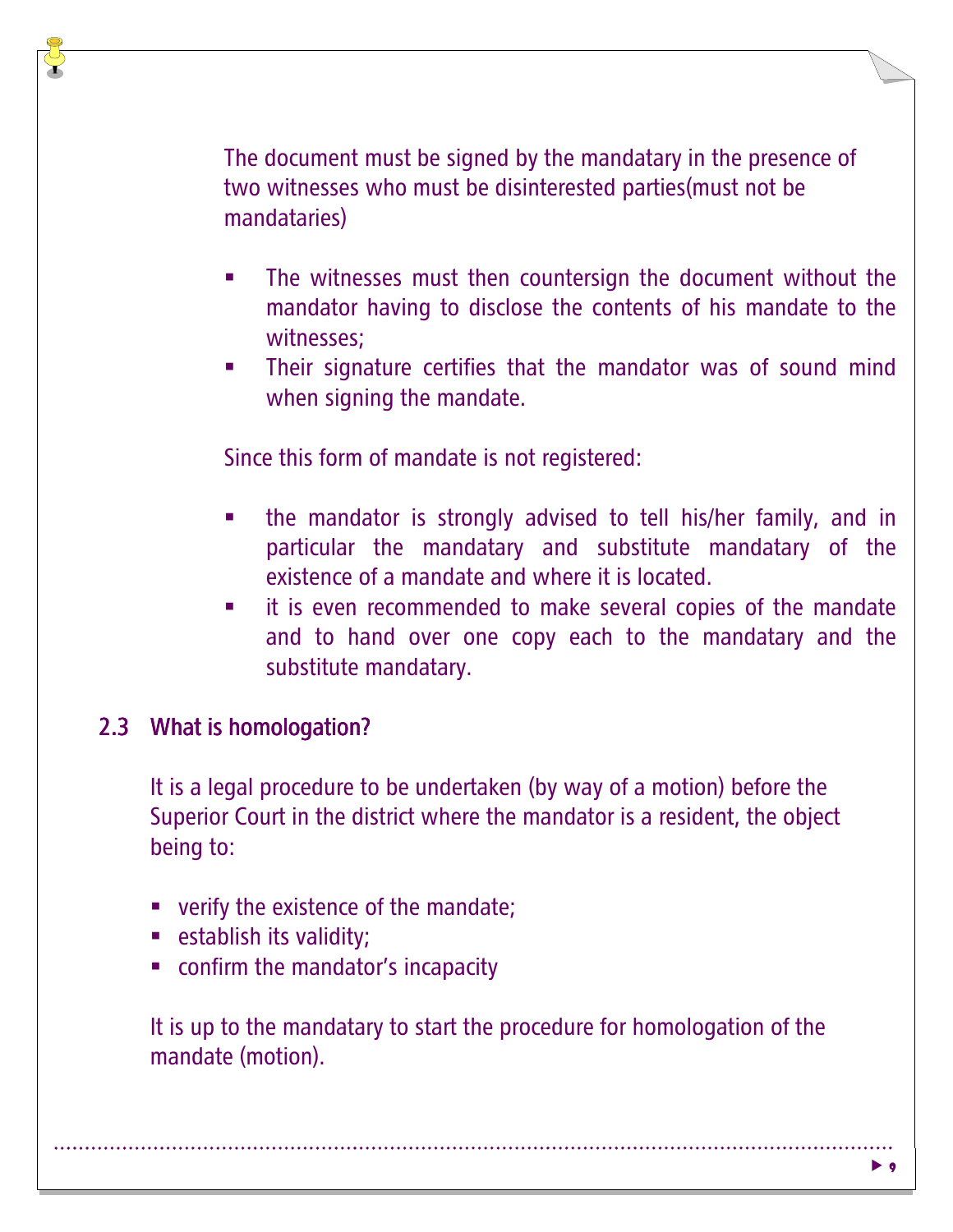The document must be signed by the mandatary in the presence of two witnesses who must be disinterested parties(must not be mandataries)

- The witnesses must then countersign the document without the mandator having to disclose the contents of his mandate to the witnesses;
- Their signature certifies that the mandator was of sound mind when signing the mandate.

Since this form of mandate is not registered:

- the mandator is strongly advised to tell his/her family, and in particular the mandatary and substitute mandatary of the existence of a mandate and where it is located.
- it is even recommended to make several copies of the mandate and to hand over one copy each to the mandatary and the substitute mandatary.

## 2.3 What is homologation?

It is a legal procedure to be undertaken (by way of a motion) before the Superior Court in the district where the mandator is a resident, the object being to:

- verify the existence of the mandate;
- establish its validity;
- confirm the mandator's incapacity

It is up to the mandatary to start the procedure for homologation of the mandate (motion).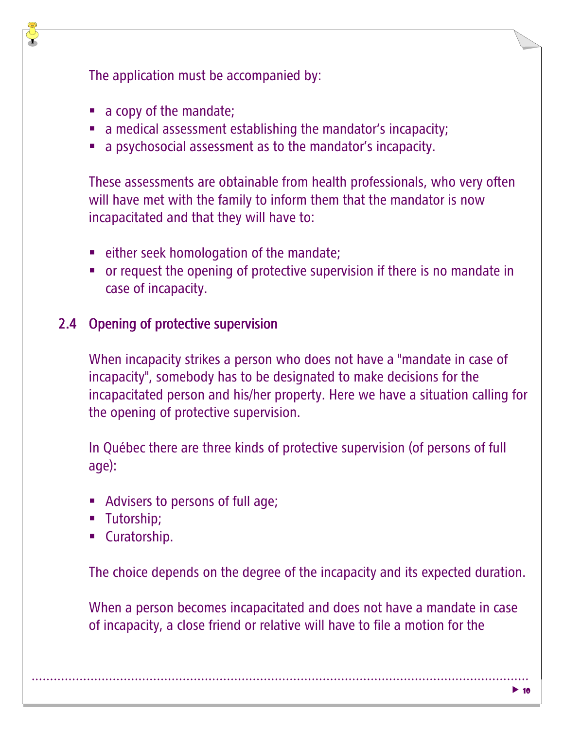The application must be accompanied by:

- a copy of the mandate;
- a medical assessment establishing the mandator's incapacity;
- a psychosocial assessment as to the mandator's incapacity.

These assessments are obtainable from health professionals, who very often will have met with the family to inform them that the mandator is now incapacitated and that they will have to:

- either seek homologation of the mandate;
- or request the opening of protective supervision if there is no mandate in case of incapacity.

## 2.4 Opening of protective supervision

When incapacity strikes a person who does not have a "mandate in case of incapacity", somebody has to be designated to make decisions for the incapacitated person and his/her property. Here we have a situation calling for the opening of protective supervision.

In Québec there are three kinds of protective supervision (of persons of full age):

- Advisers to persons of full age;
- Tutorship;
- Curatorship.

The choice depends on the degree of the incapacity and its expected duration.

When a person becomes incapacitated and does not have a mandate in case of incapacity, a close friend or relative will have to file a motion for the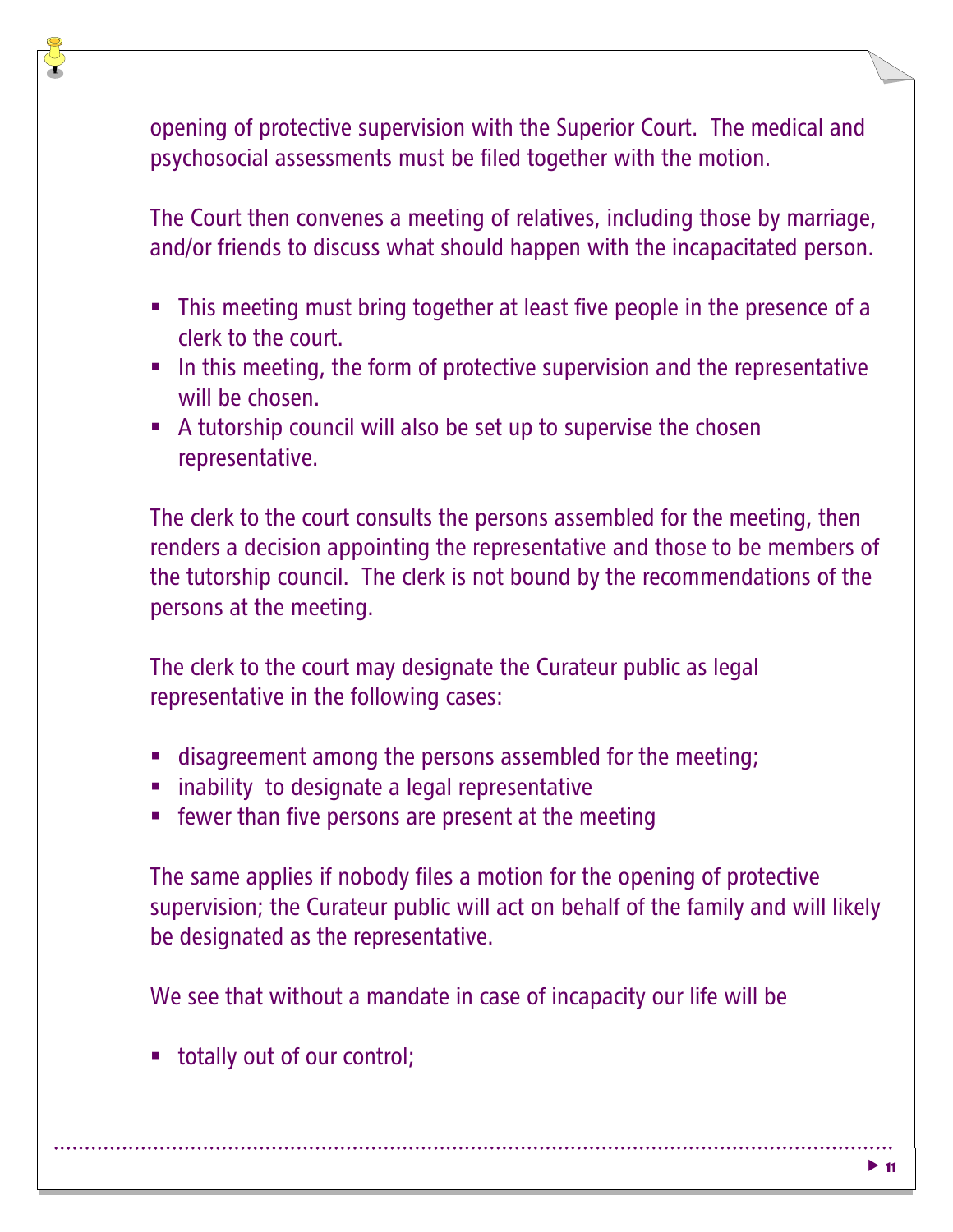opening of protective supervision with the Superior Court. The medical and psychosocial assessments must be filed together with the motion.

The Court then convenes a meeting of relatives, including those by marriage, and/or friends to discuss what should happen with the incapacitated person.

- This meeting must bring together at least five people in the presence of a clerk to the court.
- In this meeting, the form of protective supervision and the representative will be chosen.
- A tutorship council will also be set up to supervise the chosen representative.

The clerk to the court consults the persons assembled for the meeting, then renders a decision appointing the representative and those to be members of the tutorship council. The clerk is not bound by the recommendations of the persons at the meeting.

The clerk to the court may designate the Curateur public as legal representative in the following cases:

- disagreement among the persons assembled for the meeting;
- inability to designate a legal representative
- fewer than five persons are present at the meeting

The same applies if nobody files a motion for the opening of protective supervision; the Curateur public will act on behalf of the family and will likely be designated as the representative.

We see that without a mandate in case of incapacity our life will be

- totally out of our control;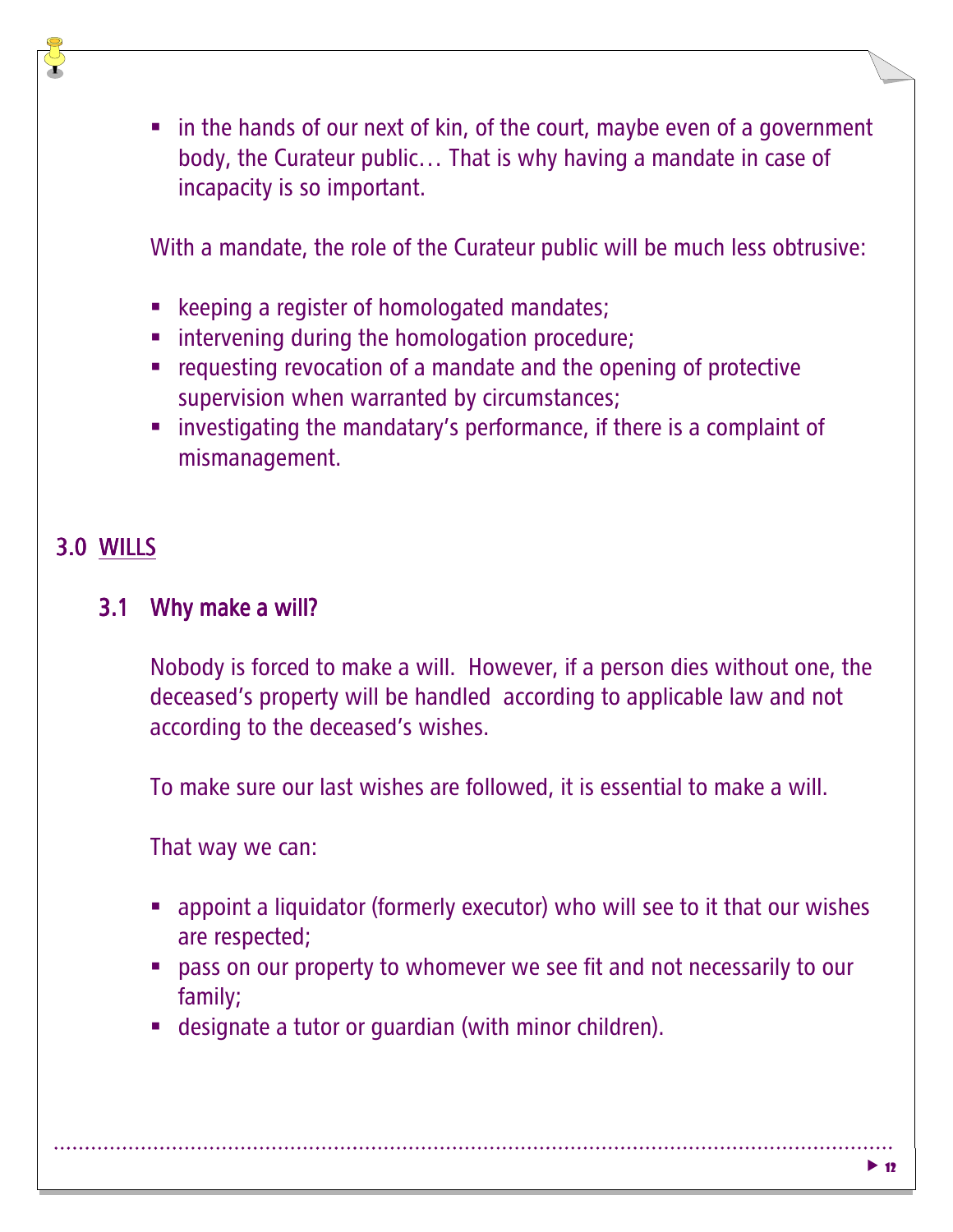- in the hands of our next of kin, of the court, maybe even of a government body, the Curateur public… That is why having a mandate in case of incapacity is so important.

With a mandate, the role of the Curateur public will be much less obtrusive:

- keeping a register of homologated mandates;
- intervening during the homologation procedure;
- requesting revocation of a mandate and the opening of protective supervision when warranted by circumstances;
- investigating the mandatary's performance, if there is a complaint of mismanagement.

# 3.0 WILLS

## 3.1 Why make a will?

Nobody is forced to make a will. However, if a person dies without one, the deceased's property will be handled according to applicable law and not according to the deceased's wishes.

To make sure our last wishes are followed, it is essential to make a will.

That way we can:

- appoint a liquidator (formerly executor) who will see to it that our wishes are respected;
- pass on our property to whomever we see fit and not necessarily to our family;
- designate a tutor or guardian (with minor children).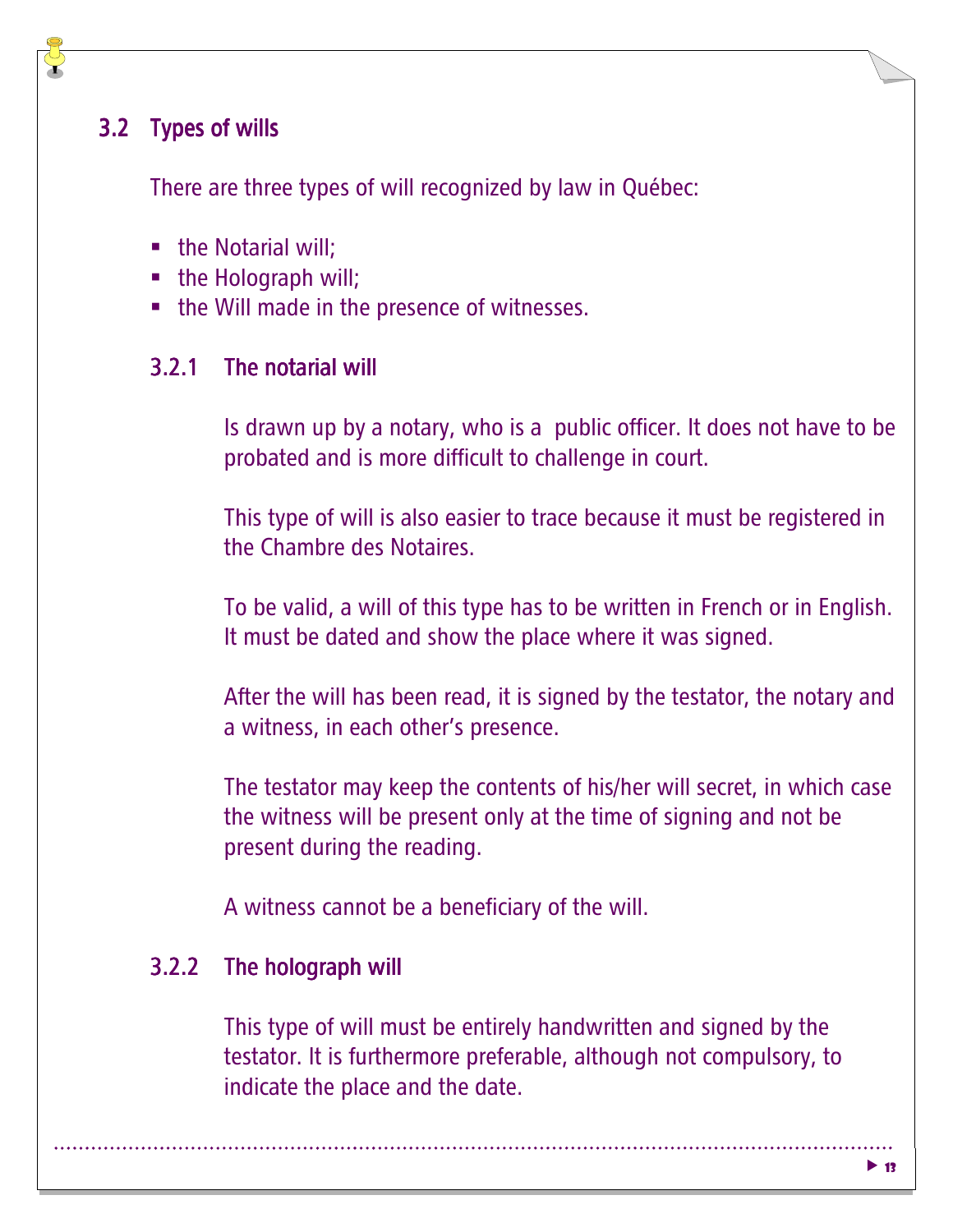## 3.2 Types of wills

There are three types of will recognized by law in Québec:

- the Notarial will;
- the Holograph will;
- the Will made in the presence of witnesses.

### 3.2.1 The notarial will

Is drawn up by a notary, who is a public officer. It does not have to be probated and is more difficult to challenge in court.

This type of will is also easier to trace because it must be registered in the Chambre des Notaires.

To be valid, a will of this type has to be written in French or in English. It must be dated and show the place where it was signed.

After the will has been read, it is signed by the testator, the notary and a witness, in each other's presence.

The testator may keep the contents of his/her will secret, in which case the witness will be present only at the time of signing and not be present during the reading.

A witness cannot be a beneficiary of the will.

### 3.2.2 The holograph will

This type of will must be entirely handwritten and signed by the testator. It is furthermore preferable, although not compulsory, to indicate the place and the date.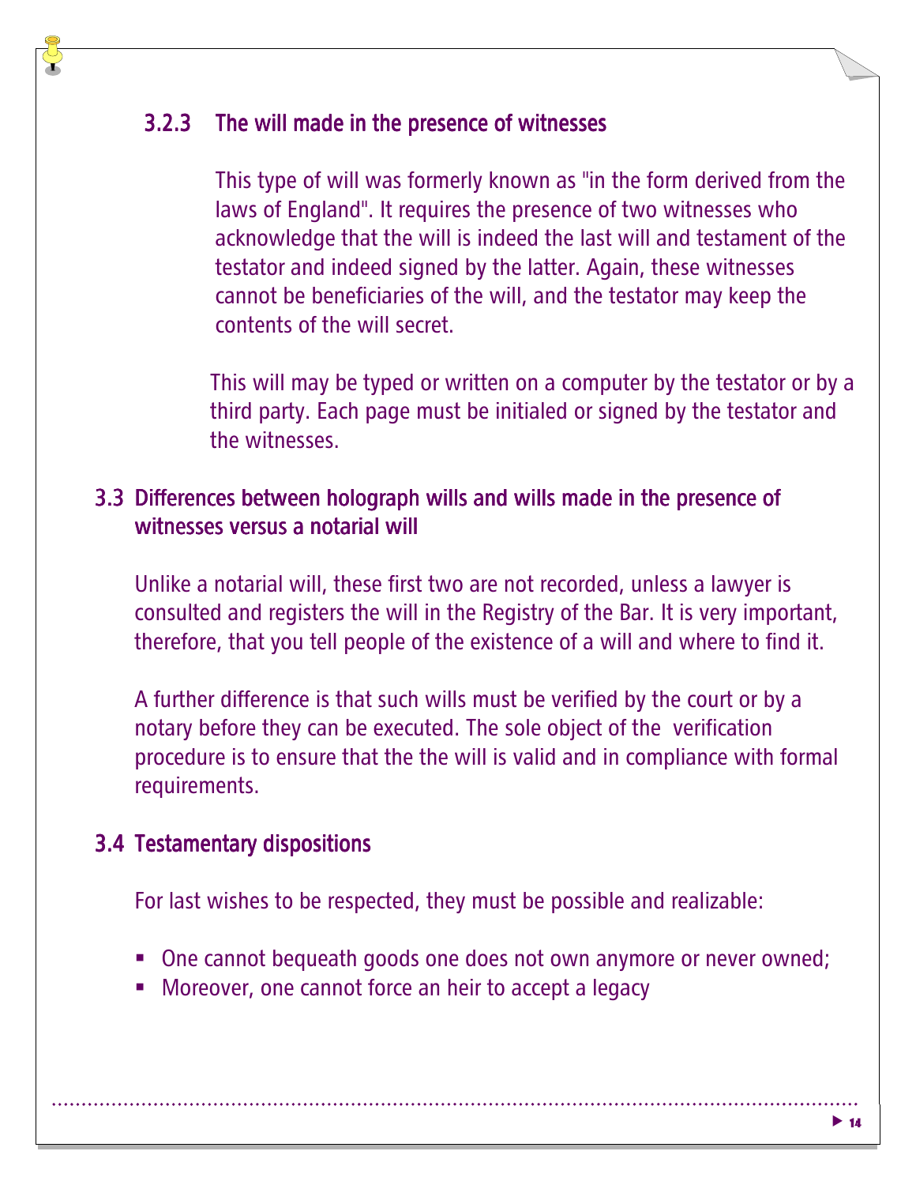#### 3.2.3 The will made in the presence of witnesses

This type of will was formerly known as "in the form derived from the laws of England". It requires the presence of two witnesses who acknowledge that the will is indeed the last will and testament of the testator and indeed signed by the latter. Again, these witnesses cannot be beneficiaries of the will, and the testator may keep the contents of the will secret.

This will may be typed or written on a computer by the testator or by a third party. Each page must be initialed or signed by the testator and the witnesses.

### 3.3 Differences between holograph wills and wills made in the presence of witnesses versus a notarial will

Unlike a notarial will, these first two are not recorded, unless a lawyer is consulted and registers the will in the Registry of the Bar. It is very important, therefore, that you tell people of the existence of a will and where to find it.

A further difference is that such wills must be verified by the court or by a notary before they can be executed. The sole object of the verification procedure is to ensure that the the will is valid and in compliance with formal requirements.

### 3.4 Testamentary dispositions

For last wishes to be respected, they must be possible and realizable:

- One cannot bequeath goods one does not own anymore or never owned;
- Moreover, one cannot force an heir to accept a legacy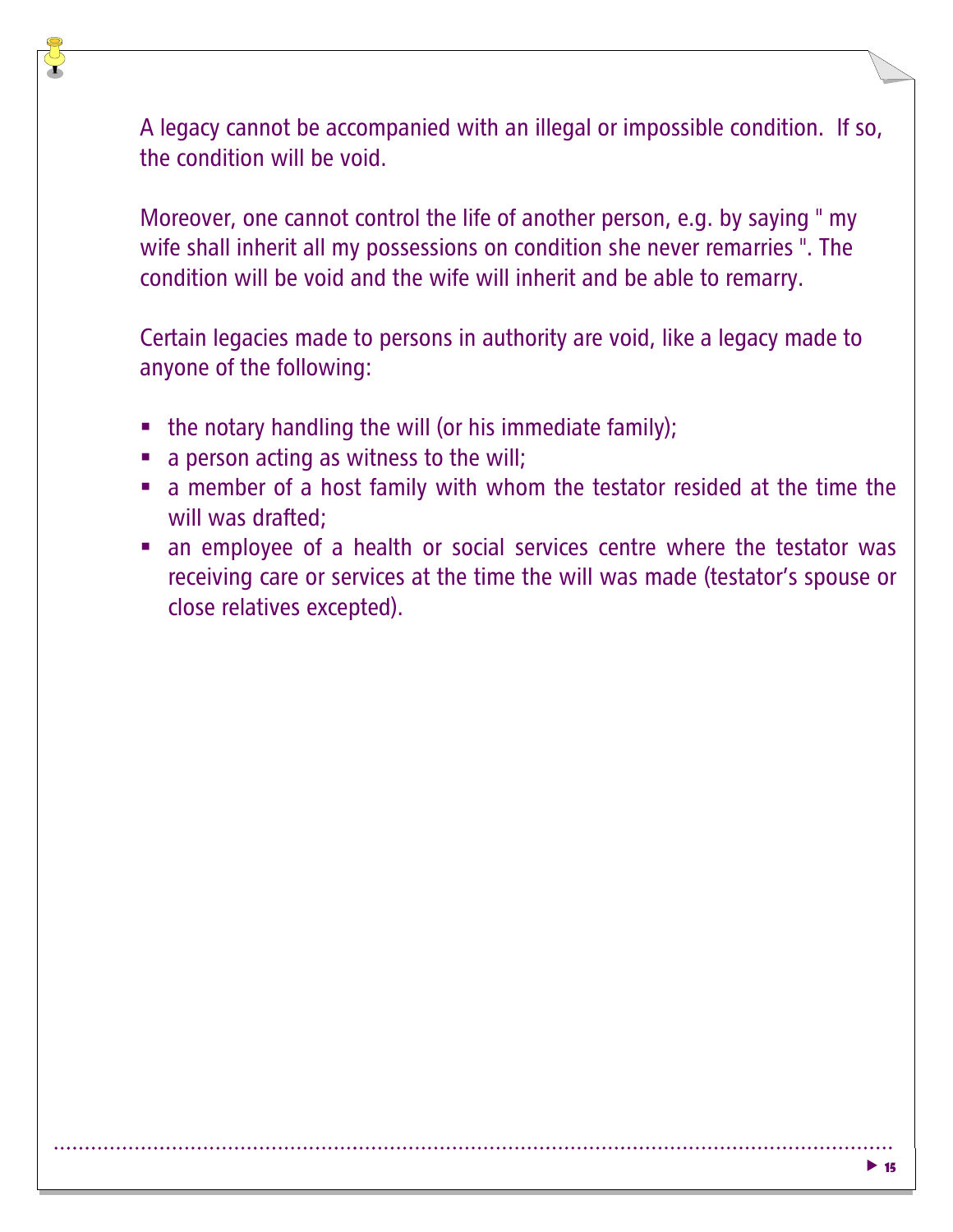A legacy cannot be accompanied with an illegal or impossible condition. If so, the condition will be void.

Moreover, one cannot control the life of another person, e.g. by saying " my wife shall inherit all my possessions on condition she never remarries ". The condition will be void and the wife will inherit and be able to remarry.

Certain legacies made to persons in authority are void, like a legacy made to anyone of the following:

- the notary handling the will (or his immediate family);
- a person acting as witness to the will;
- a member of a host family with whom the testator resided at the time the will was drafted;
- an employee of a health or social services centre where the testator was receiving care or services at the time the will was made (testator's spouse or close relatives excepted).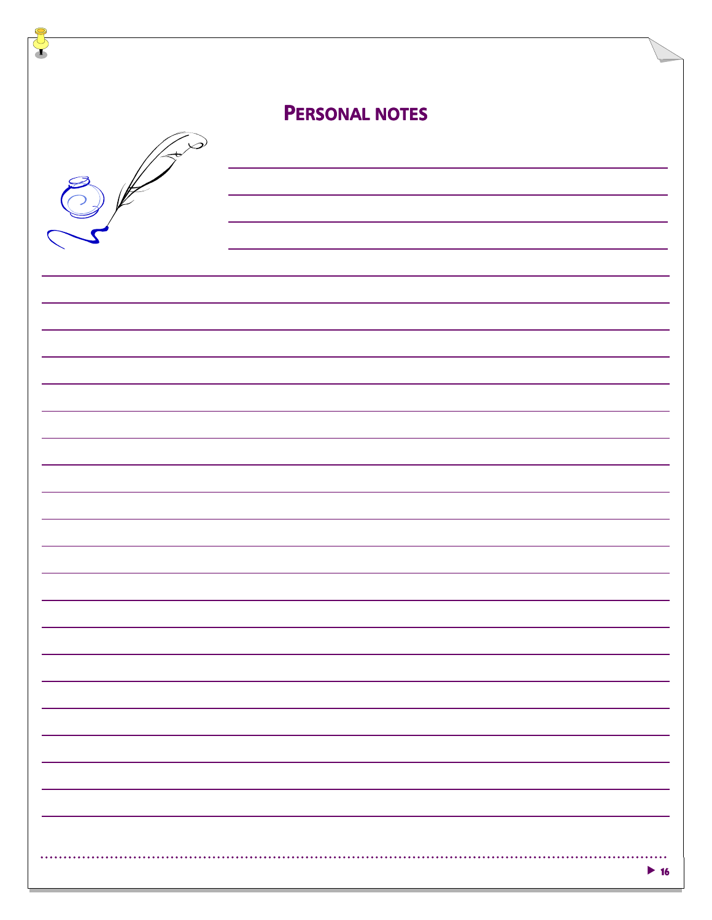# Personal notes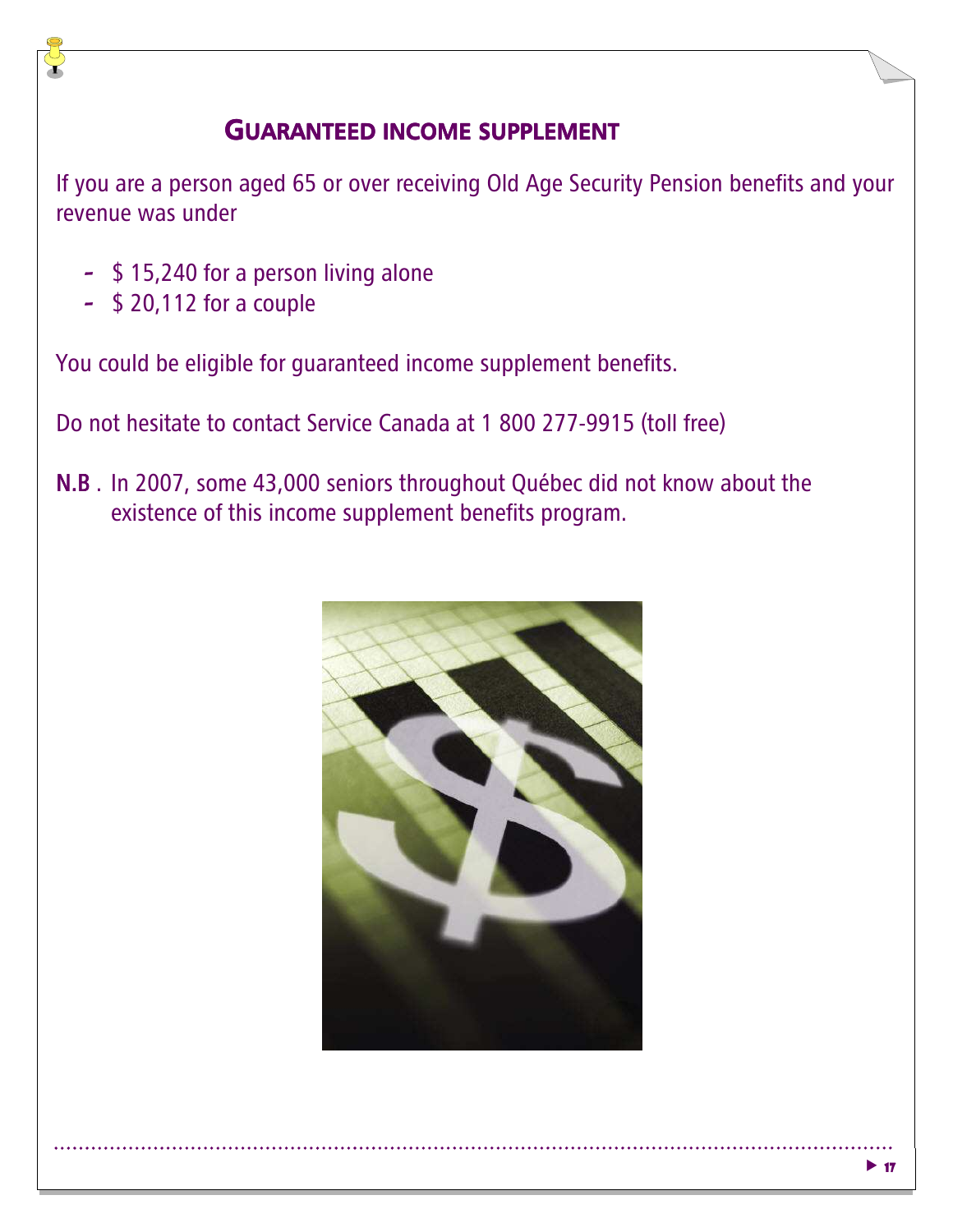## GUARANTEED INCOME SUPPLEMENT

If you are a person aged 65 or over receiving Old Age Security Pension benefits and your revenue was under

- $ 15,240 for a person living alone
- $ 20,112 for a couple

You could be eligible for guaranteed income supplement benefits.

Do not hesitate to contact Service Canada at 1 800 277-9915 (toll free)

**N.B** . In 2007, some 43,000 seniors throughout Québec did not know about the existence of this income supplement benefits program.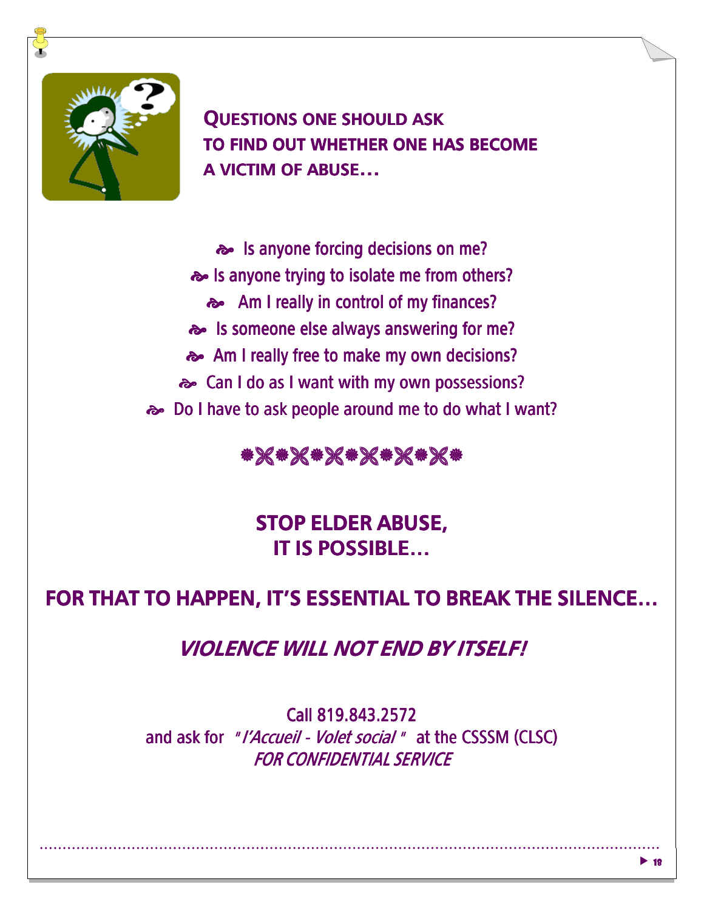## QUESTIONS ONE SHOULD ASK TO FIND OUT WHETHER ONE HAS BECOME A VICTIM OF ABUSE…

- Is anyone forcing decisions on me?
- Is anyone trying to isolate me from others?
- Am I really in control of my finances?
- Is someone else always answering for me?
- Am I really free to make my own decisions?
- Can I do as I want with my own possessions?
- Do I have to ask people around me to do what I want?

## STOP ELDER ABUSE, IT IS POSSIBLE…

## FOR THAT TO HAPPEN, IT'S ESSENTIAL TO BREAK THE SILENCE…

## *VIOLENCE WILL NOT END BY ITSELF!*

Call 819.843.2572
and ask for *"l'Accueil - Volet social"* at the CSSSM (CLSC)
*FOR CONFIDENTIAL SERVICE*